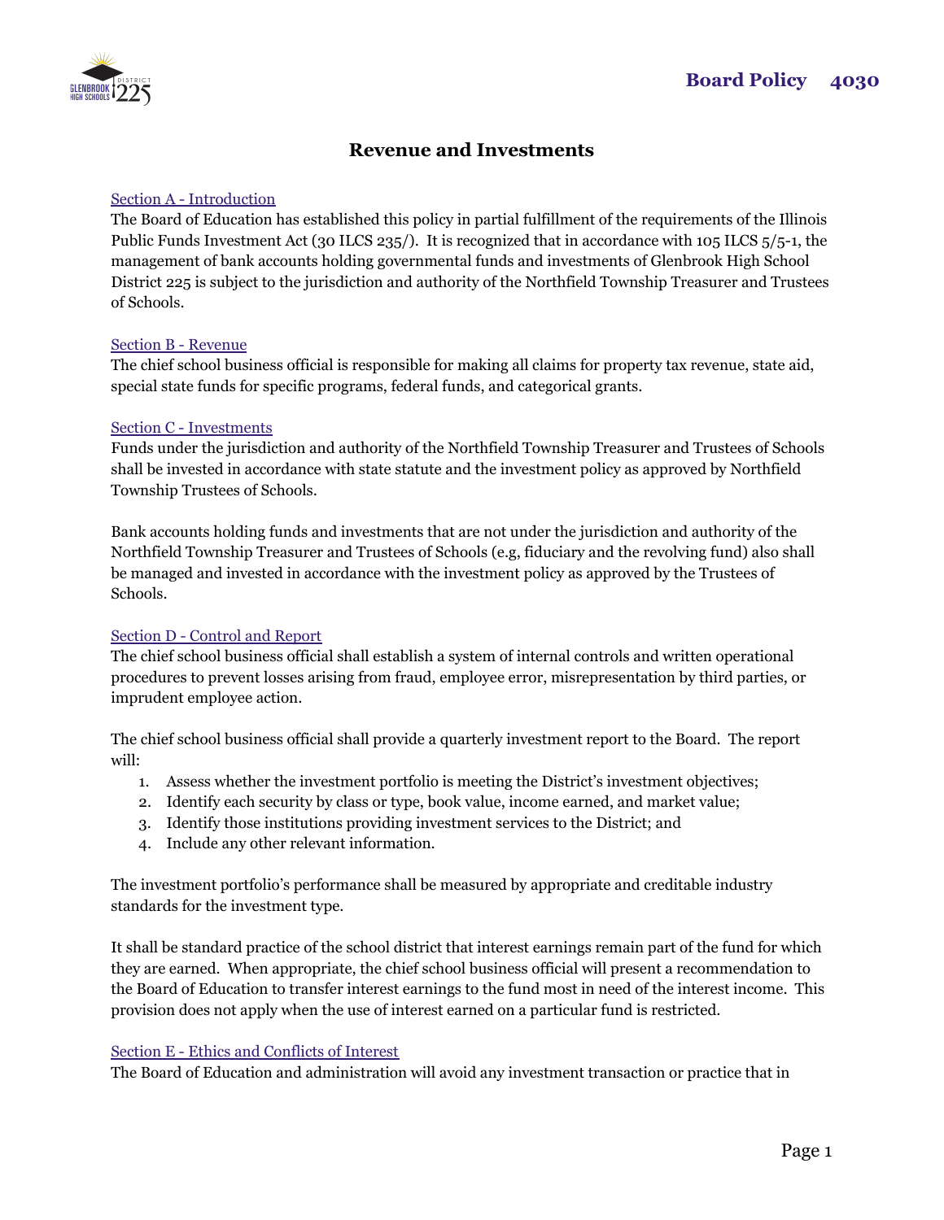# Board Policy 4030

## Revenue and Investments

### Section A - Introduction

The Board of Education has established this policy in partial fulfillment of the requirements of the Illinois Public Funds Investment Act (30 ILCS 235/). It is recognized that in accordance with 105 ILCS 5/5-1, the management of bank accounts holding governmental funds and investments of Glenbrook High School District 225 is subject to the jurisdiction and authority of the Northfield Township Treasurer and Trustees of Schools.

### Section B - Revenue

The chief school business official is responsible for making all claims for property tax revenue, state aid, special state funds for specific programs, federal funds, and categorical grants.

### Section C - Investments

Funds under the jurisdiction and authority of the Northfield Township Treasurer and Trustees of Schools shall be invested in accordance with state statute and the investment policy as approved by Northfield Township Trustees of Schools.

Bank accounts holding funds and investments that are not under the jurisdiction and authority of the Northfield Township Treasurer and Trustees of Schools (e.g, fiduciary and the revolving fund) also shall be managed and invested in accordance with the investment policy as approved by the Trustees of Schools.

### Section D - Control and Report

The chief school business official shall establish a system of internal controls and written operational procedures to prevent losses arising from fraud, employee error, misrepresentation by third parties, or imprudent employee action.

The chief school business official shall provide a quarterly investment report to the Board. The report will:

1. Assess whether the investment portfolio is meeting the District's investment objectives;
2. Identify each security by class or type, book value, income earned, and market value;
3. Identify those institutions providing investment services to the District; and
4. Include any other relevant information.

The investment portfolio's performance shall be measured by appropriate and creditable industry standards for the investment type.

It shall be standard practice of the school district that interest earnings remain part of the fund for which they are earned. When appropriate, the chief school business official will present a recommendation to the Board of Education to transfer interest earnings to the fund most in need of the interest income. This provision does not apply when the use of interest earned on a particular fund is restricted.

### Section E - Ethics and Conflicts of Interest

The Board of Education and administration will avoid any investment transaction or practice that in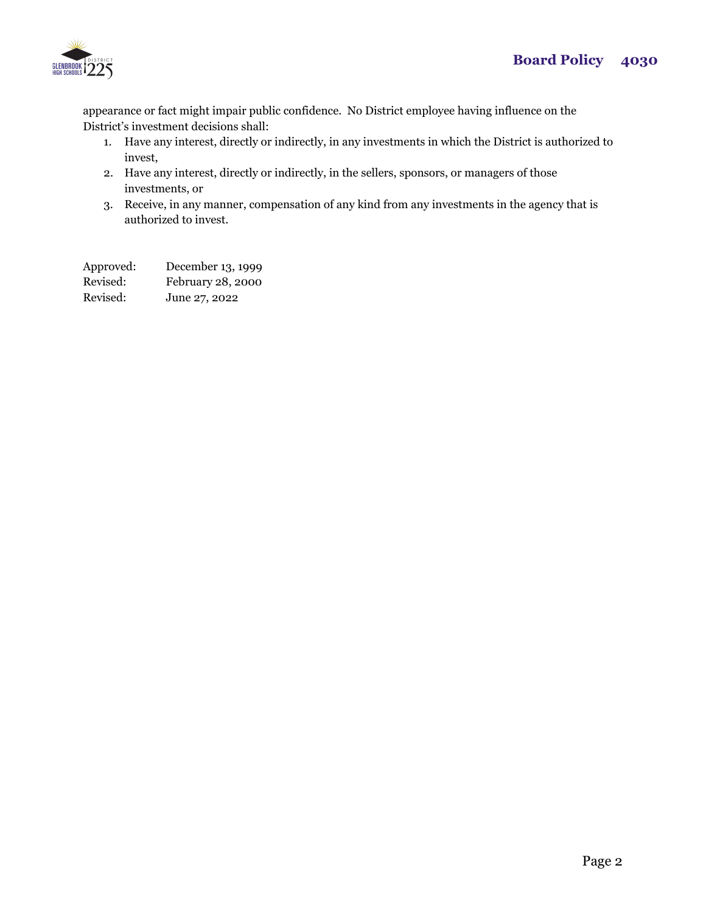appearance or fact might impair public confidence. No District employee having influence on the District's investment decisions shall:

1. Have any interest, directly or indirectly, in any investments in which the District is authorized to invest,
2. Have any interest, directly or indirectly, in the sellers, sponsors, or managers of those investments, or
3. Receive, in any manner, compensation of any kind from any investments in the agency that is authorized to invest.

| | |
|---|---|
| Approved: | December 13, 1999 |
| Revised: | February 28, 2000 |
| Revised: | June 27, 2022 |